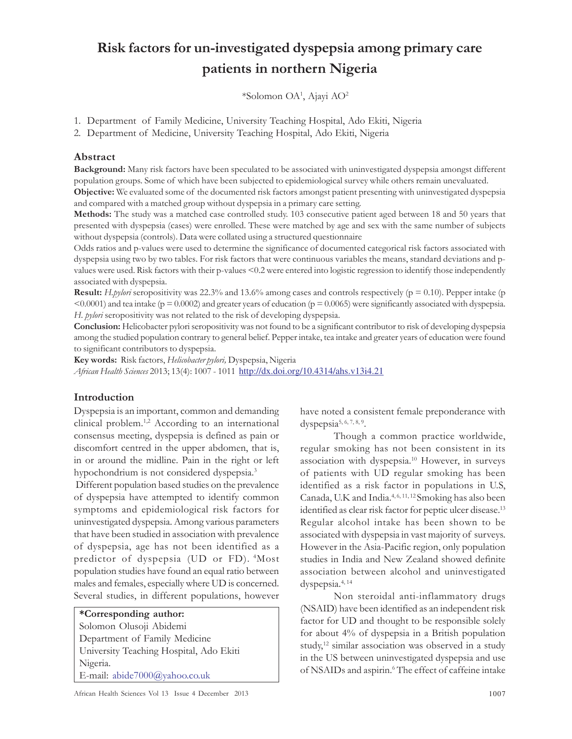# Risk factors for un-investigated dyspepsia among primary care patients in northern Nigeria

*Solomon OA[1], Ajayi AO[2]

1. Department of Family Medicine, University Teaching Hospital, Ado Ekiti, Nigeria
2. Department of Medicine, University Teaching Hospital, Ado Ekiti, Nigeria

## Abstract

**Background:** Many risk factors have been speculated to be associated with uninvestigated dyspepsia amongst different population groups. Some of which have been subjected to epidemiological survey while others remain unevaluated.

**Objective:** We evaluated some of the documented risk factors amongst patient presenting with uninvestigated dyspepsia and compared with a matched group without dyspepsia in a primary care setting.

**Methods:** The study was a matched case controlled study. 103 consecutive patient aged between 18 and 50 years that presented with dyspepsia (cases) were enrolled. These were matched by age and sex with the same number of subjects without dyspepsia (controls). Data were collated using a structured questionnaire

Odds ratios and p-values were used to determine the significance of documented categorical risk factors associated with dyspepsia using two by two tables. For risk factors that were continuous variables the means, standard deviations and p-values were used. Risk factors with their p-values <0.2 were entered into logistic regression to identify those independently associated with dyspepsia.

**Result:** *H.pylori* seropositivity was 22.3% and 13.6% among cases and controls respectively ($p = 0.10$). Pepper intake ($p < 0.0001$) and tea intake ($p = 0.0002$) and greater years of education ($p = 0.0065$) were significantly associated with dyspepsia. *H. pylori* seropositivity was not related to the risk of developing dyspepsia.

**Conclusion:** Helicobacter pylori seropositivity was not found to be a significant contributor to risk of developing dyspepsia among the studied population contrary to general belief. Pepper intake, tea intake and greater years of education were found to significant contributors to dyspepsia.

**Key words:** Risk factors, *Helicobacter pylori,* Dyspepsia, Nigeria

*African Health Sciences* 2013; 13(4): 1007 - 1011 http://dx.doi.org/10.4314/ahs.v13i4.21

## Introduction

Dyspepsia is an important, common and demanding clinical problem.[1,2] According to an international consensus meeting, dyspepsia is defined as pain or discomfort centred in the upper abdomen, that is, in or around the midline. Pain in the right or left hypochondrium is not considered dyspepsia.[3]

Different population based studies on the prevalence of dyspepsia have attempted to identify common symptoms and epidemiological risk factors for uninvestigated dyspepsia. Among various parameters that have been studied in association with prevalence of dyspepsia, age has not been identified as a predictor of dyspepsia (UD or FD).[4] Most population studies have found an equal ratio between males and females, especially where UD is concerned. Several studies, in different populations, however have noted a consistent female preponderance with dyspepsia[5, 6, 7, 8, 9].

Though a common practice worldwide, regular smoking has not been consistent in its association with dyspepsia.[10] However, in surveys of patients with UD regular smoking has been identified as a risk factor in populations in U.S, Canada, U.K and India.[4, 6, 11, 12] Smoking has also been identified as clear risk factor for peptic ulcer disease.[13] Regular alcohol intake has been shown to be associated with dyspepsia in vast majority of surveys. However in the Asia-Pacific region, only population studies in India and New Zealand showed definite association between alcohol and uninvestigated dyspepsia.[4, 14]

Non steroidal anti-inflammatory drugs (NSAID) have been identified as an independent risk factor for UD and thought to be responsible solely for about 4% of dyspepsia in a British population study,[12] similar association was observed in a study in the US between uninvestigated dyspepsia and use of NSAIDs and aspirin.[6] The effect of caffeine intake

**\*Corresponding author:**
Solomon Olusoji Abidemi
Department of Family Medicine
University Teaching Hospital, Ado Ekiti
Nigeria.
E-mail: abide7000@yahoo.co.uk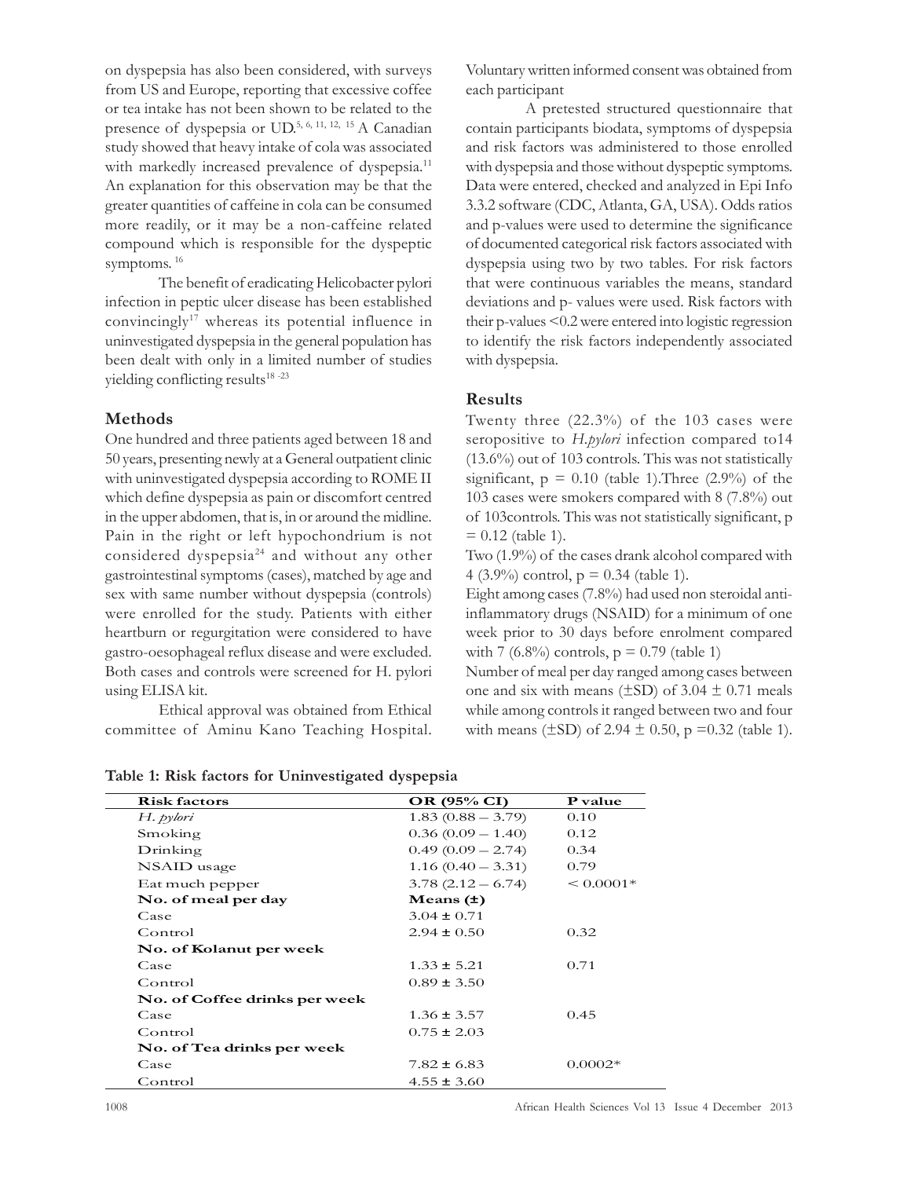on dyspepsia has also been considered, with surveys from US and Europe, reporting that excessive coffee or tea intake has not been shown to be related to the presence of dyspepsia or UD.[5, 6, 11, 12, 15] A Canadian study showed that heavy intake of cola was associated with markedly increased prevalence of dyspepsia.[11] An explanation for this observation may be that the greater quantities of caffeine in cola can be consumed more readily, or it may be a non-caffeine related compound which is responsible for the dyspeptic symptoms. [16]

The benefit of eradicating Helicobacter pylori infection in peptic ulcer disease has been established convincingly[17] whereas its potential influence in uninvestigated dyspepsia in the general population has been dealt with only in a limited number of studies yielding conflicting results[18 -23]

## Methods

One hundred and three patients aged between 18 and 50 years, presenting newly at a General outpatient clinic with uninvestigated dyspepsia according to ROME II which define dyspepsia as pain or discomfort centred in the upper abdomen, that is, in or around the midline. Pain in the right or left hypochondrium is not considered dyspepsia[24] and without any other gastrointestinal symptoms (cases), matched by age and sex with same number without dyspepsia (controls) were enrolled for the study. Patients with either heartburn or regurgitation were considered to have gastro-oesophageal reflux disease and were excluded. Both cases and controls were screened for H. pylori using ELISA kit.

Ethical approval was obtained from Ethical committee of Aminu Kano Teaching Hospital. Voluntary written informed consent was obtained from each participant

A pretested structured questionnaire that contain participants biodata, symptoms of dyspepsia and risk factors was administered to those enrolled with dyspepsia and those without dyspeptic symptoms. Data were entered, checked and analyzed in Epi Info 3.3.2 software (CDC, Atlanta, GA, USA). Odds ratios and p-values were used to determine the significance of documented categorical risk factors associated with dyspepsia using two by two tables. For risk factors that were continuous variables the means, standard deviations and p- values were used. Risk factors with their p-values <0.2 were entered into logistic regression to identify the risk factors independently associated with dyspepsia.

## Results

Twenty three (22.3%) of the 103 cases were seropositive to *H.pylori* infection compared to14 (13.6%) out of 103 controls. This was not statistically significant, p = 0.10 (table 1).Three (2.9%) of the 103 cases were smokers compared with 8 (7.8%) out of 103controls. This was not statistically significant, p = 0.12 (table 1).

Two (1.9%) of the cases drank alcohol compared with 4 (3.9%) control, p = 0.34 (table 1).

Eight among cases (7.8%) had used non steroidal anti-inflammatory drugs (NSAID) for a minimum of one week prior to 30 days before enrolment compared with 7 (6.8%) controls, p = 0.79 (table 1)

Number of meal per day ranged among cases between one and six with means (±SD) of 3.04 ± 0.71 meals while among controls it ranged between two and four with means (±SD) of 2.94 ± 0.50, p =0.32 (table 1).

**Table 1: Risk factors for Uninvestigated dyspepsia**

| Risk factors | OR (95% CI) | P value |
|---|---|---|
| *H. pylori* | 1.83 (0.88 – 3.79) | 0.10 |
| Smoking | 0.36 (0.09 – 1.40) | 0.12 |
| Drinking | 0.49 (0.09 – 2.74) | 0.34 |
| NSAID usage | 1.16 (0.40 – 3.31) | 0.79 |
| Eat much pepper | 3.78 (2.12 – 6.74) | < 0.0001* |
| **No. of meal per day** | **Means (±)** | |
| Case | 3.04 ± 0.71 | |
| Control | 2.94 ± 0.50 | 0.32 |
| **No. of Kolanut per week** | | |
| Case | 1.33 ± 5.21 | 0.71 |
| Control | 0.89 ± 3.50 | |
| **No. of Coffee drinks per week** | | |
| Case | 1.36 ± 3.57 | 0.45 |
| Control | 0.75 ± 2.03 | |
| **No. of Tea drinks per week** | | |
| Case | 7.82 ± 6.83 | 0.0002* |
| Control | 4.55 ± 3.60 | |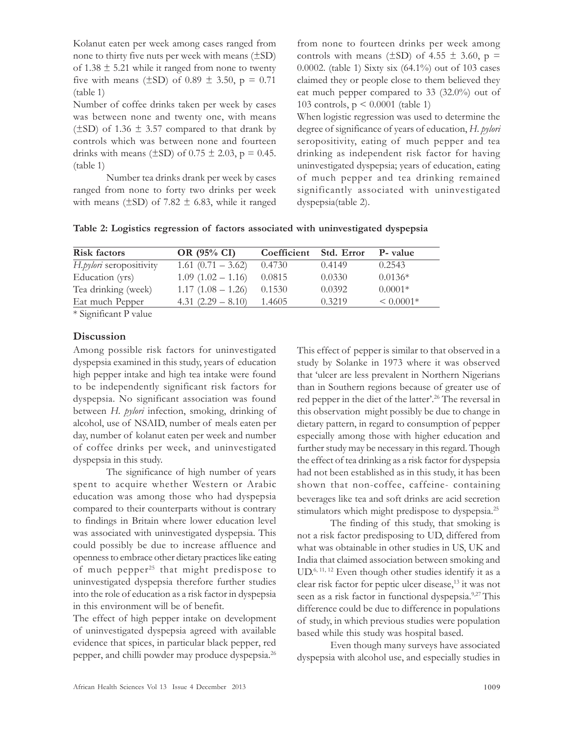Kolanut eaten per week among cases ranged from none to thirty five nuts per week with means (±SD) of 1.38 ± 5.21 while it ranged from none to twenty five with means (±SD) of 0.89 ± 3.50, p = 0.71 (table 1)

Number of coffee drinks taken per week by cases was between none and twenty one, with means (±SD) of 1.36 ± 3.57 compared to that drank by controls which was between none and fourteen drinks with means (±SD) of 0.75 ± 2.03, p = 0.45. (table 1)

Number tea drinks drank per week by cases ranged from none to forty two drinks per week with means (±SD) of 7.82 ± 6.83, while it ranged from none to fourteen drinks per week among controls with means (±SD) of 4.55 ± 3.60, p = 0.0002. (table 1) Sixty six (64.1%) out of 103 cases claimed they or people close to them believed they eat much pepper compared to 33 (32.0%) out of 103 controls, p < 0.0001 (table 1)

When logistic regression was used to determine the degree of significance of years of education, *H. pylori* seropositivity, eating of much pepper and tea drinking as independent risk factor for having uninvestigated dyspepsia; years of education, eating of much pepper and tea drinking remained significantly associated with uninvestigated dyspepsia(table 2).

**Table 2: Logistics regression of factors associated with uninvestigated dyspepsia**

| Risk factors | OR (95% CI) | Coefficient | Std. Error | P- value |
|---|---|---|---|---|
| *H.pylori* seropositivity | 1.61 (0.71 – 3.62) | 0.4730 | 0.4149 | 0.2543 |
| Education (yrs) | 1.09 (1.02 – 1.16) | 0.0815 | 0.0330 | 0.0136* |
| Tea drinking (week) | 1.17 (1.08 – 1.26) | 0.1530 | 0.0392 | 0.0001* |
| Eat much Pepper | 4.31 (2.29 – 8.10) | 1.4605 | 0.3219 | < 0.0001* |

\* Significant P value

## Discussion

Among possible risk factors for uninvestigated dyspepsia examined in this study, years of education high pepper intake and high tea intake were found to be independently significant risk factors for dyspepsia. No significant association was found between *H. pylori* infection, smoking, drinking of alcohol, use of NSAID, number of meals eaten per day, number of kolanut eaten per week and number of coffee drinks per week, and uninvestigated dyspepsia in this study.

The significance of high number of years spent to acquire whether Western or Arabic education was among those who had dyspepsia compared to their counterparts without is contrary to findings in Britain where lower education level was associated with uninvestigated dyspepsia. This could possibly be due to increase affluence and openness to embrace other dietary practices like eating of much pepper[25] that might predispose to uninvestigated dyspepsia therefore further studies into the role of education as a risk factor in dyspepsia in this environment will be of benefit.

The effect of high pepper intake on development of uninvestigated dyspepsia agreed with available evidence that spices, in particular black pepper, red pepper, and chilli powder may produce dyspepsia.[26] This effect of pepper is similar to that observed in a study by Solanke in 1973 where it was observed that 'ulcer are less prevalent in Northern Nigerians than in Southern regions because of greater use of red pepper in the diet of the latter'.[26] The reversal in this observation might possibly be due to change in dietary pattern, in regard to consumption of pepper especially among those with higher education and further study may be necessary in this regard. Though the effect of tea drinking as a risk factor for dyspepsia had not been established as in this study, it has been shown that non-coffee, caffeine- containing beverages like tea and soft drinks are acid secretion stimulators which might predispose to dyspepsia.[25]

The finding of this study, that smoking is not a risk factor predisposing to UD, differed from what was obtainable in other studies in US, UK and India that claimed association between smoking and UD.[6, 11, 12] Even though other studies identify it as a clear risk factor for peptic ulcer disease,[13] it was not seen as a risk factor in functional dyspepsia.[9,27] This difference could be due to difference in populations of study, in which previous studies were population based while this study was hospital based.

Even though many surveys have associated dyspepsia with alcohol use, and especially studies in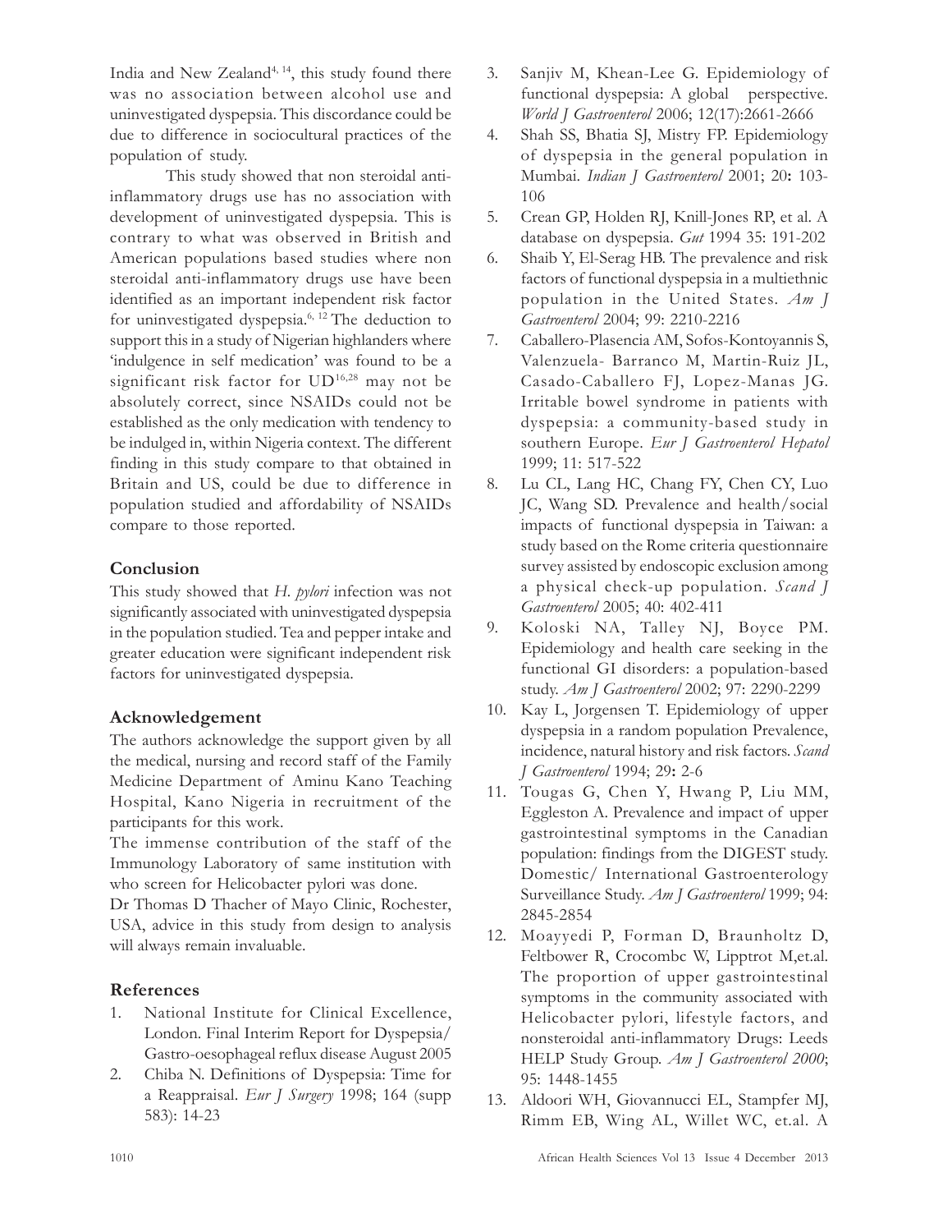India and New Zealand[4, 14], this study found there was no association between alcohol use and uninvestigated dyspepsia. This discordance could be due to difference in sociocultural practices of the population of study.

This study showed that non steroidal anti-inflammatory drugs use has no association with development of uninvestigated dyspepsia. This is contrary to what was observed in British and American populations based studies where non steroidal anti-inflammatory drugs use have been identified as an important independent risk factor for uninvestigated dyspepsia.[6, 12] The deduction to support this in a study of Nigerian highlanders where 'indulgence in self medication' was found to be a significant risk factor for UD[16,28] may not be absolutely correct, since NSAIDs could not be established as the only medication with tendency to be indulged in, within Nigeria context. The different finding in this study compare to that obtained in Britain and US, could be due to difference in population studied and affordability of NSAIDs compare to those reported.

## Conclusion

This study showed that *H. pylori* infection was not significantly associated with uninvestigated dyspepsia in the population studied. Tea and pepper intake and greater education were significant independent risk factors for uninvestigated dyspepsia.

## Acknowledgement

The authors acknowledge the support given by all the medical, nursing and record staff of the Family Medicine Department of Aminu Kano Teaching Hospital, Kano Nigeria in recruitment of the participants for this work.

The immense contribution of the staff of the Immunology Laboratory of same institution with who screen for Helicobacter pylori was done.

Dr Thomas D Thacher of Mayo Clinic, Rochester, USA, advice in this study from design to analysis will always remain invaluable.

## References

1. National Institute for Clinical Excellence, London. Final Interim Report for Dyspepsia/ Gastro-oesophageal reflux disease August 2005
2. Chiba N. Definitions of Dyspepsia: Time for a Reappraisal. *Eur J Surgery* 1998; 164 (supp 583): 14-23
3. Sanjiv M, Khean-Lee G. Epidemiology of functional dyspepsia: A global perspective. *World J Gastroenterol* 2006; 12(17):2661-2666
4. Shah SS, Bhatia SJ, Mistry FP. Epidemiology of dyspepsia in the general population in Mumbai. *Indian J Gastroenterol* 2001; 20**:** 103-106
5. Crean GP, Holden RJ, Knill-Jones RP, et al. A database on dyspepsia. *Gut* 1994 35: 191-202
6. Shaib Y, El-Serag HB. The prevalence and risk factors of functional dyspepsia in a multiethnic population in the United States. *Am J Gastroenterol* 2004; 99: 2210-2216
7. Caballero-Plasencia AM, Sofos-Kontoyannis S, Valenzuela- Barranco M, Martin-Ruiz JL, Casado-Caballero FJ, Lopez-Manas JG. Irritable bowel syndrome in patients with dyspepsia: a community-based study in southern Europe. *Eur J Gastroenterol Hepatol* 1999; 11: 517-522
8. Lu CL, Lang HC, Chang FY, Chen CY, Luo JC, Wang SD. Prevalence and health/social impacts of functional dyspepsia in Taiwan: a study based on the Rome criteria questionnaire survey assisted by endoscopic exclusion among a physical check-up population. *Scand J Gastroenterol* 2005; 40: 402-411
9. Koloski NA, Talley NJ, Boyce PM. Epidemiology and health care seeking in the functional GI disorders: a population-based study. *Am J Gastroenterol* 2002; 97: 2290-2299
10. Kay L, Jorgensen T. Epidemiology of upper dyspepsia in a random population Prevalence, incidence, natural history and risk factors. *Scand J Gastroenterol* 1994; 29**:** 2-6
11. Tougas G, Chen Y, Hwang P, Liu MM, Eggleston A. Prevalence and impact of upper gastrointestinal symptoms in the Canadian population: findings from the DIGEST study. Domestic/ International Gastroenterology Surveillance Study. *Am J Gastroenterol* 1999; 94: 2845-2854
12. Moayyedi P, Forman D, Braunholtz D, Feltbower R, Crocombc W, Lipptrot M,et.al. The proportion of upper gastrointestinal symptoms in the community associated with Helicobacter pylori, lifestyle factors, and nonsteroidal anti-inflammatory Drugs: Leeds HELP Study Group. *Am J Gastroenterol 2000*; 95: 1448-1455
13. Aldoori WH, Giovannucci EL, Stampfer MJ, Rimm EB, Wing AL, Willet WC, et.al. A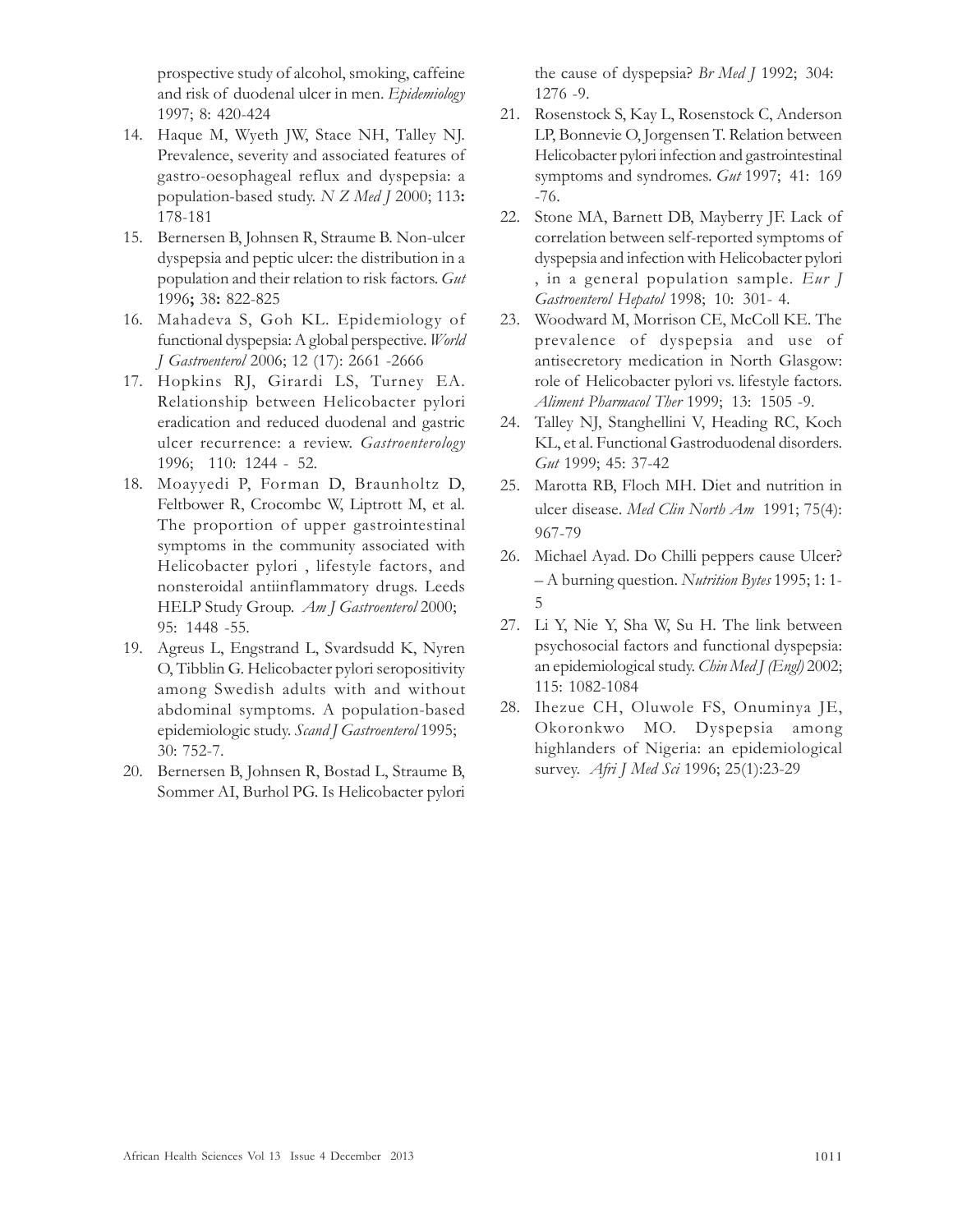prospective study of alcohol, smoking, caffeine and risk of duodenal ulcer in men. *Epidemiology* 1997; 8: 420-424

14. Haque M, Wyeth JW, Stace NH, Talley NJ. Prevalence, severity and associated features of gastro-oesophageal reflux and dyspepsia: a population-based study. *N Z Med J* 2000; 113**:** 178-181
15. Bernersen B, Johnsen R, Straume B. Non-ulcer dyspepsia and peptic ulcer: the distribution in a population and their relation to risk factors. *Gut* 1996**;** 38**:** 822-825
16. Mahadeva S, Goh KL. Epidemiology of functional dyspepsia: A global perspective. *World J Gastroenterol* 2006; 12 (17): 2661 -2666
17. Hopkins RJ, Girardi LS, Turney EA. Relationship between Helicobacter pylori eradication and reduced duodenal and gastric ulcer recurrence: a review. *Gastroenterology* 1996; 110: 1244 - 52.
18. Moayyedi P, Forman D, Braunholtz D, Feltbower R, Crocombc W, Liptrott M, et al. The proportion of upper gastrointestinal symptoms in the community associated with Helicobacter pylori , lifestyle factors, and nonsteroidal antiinflammatory drugs. Leeds HELP Study Group. *Am J Gastroenterol* 2000; 95: 1448 -55.
19. Agreus L, Engstrand L, Svardsudd K, Nyren O, Tibblin G. Helicobacter pylori seropositivity among Swedish adults with and without abdominal symptoms. A population-based epidemiologic study. *Scand J Gastroenterol* 1995; 30: 752-7.
20. Bernersen B, Johnsen R, Bostad L, Straume B, Sommer AI, Burhol PG. Is Helicobacter pylori the cause of dyspepsia? *Br Med J* 1992; 304: 1276 -9.
21. Rosenstock S, Kay L, Rosenstock C, Anderson LP, Bonnevie O, Jorgensen T. Relation between Helicobacter pylori infection and gastrointestinal symptoms and syndromes. *Gut* 1997; 41: 169 -76.
22. Stone MA, Barnett DB, Mayberry JF. Lack of correlation between self-reported symptoms of dyspepsia and infection with Helicobacter pylori , in a general population sample. *Eur J Gastroenterol Hepatol* 1998; 10: 301- 4.
23. Woodward M, Morrison CE, McColl KE. The prevalence of dyspepsia and use of antisecretory medication in North Glasgow: role of Helicobacter pylori vs. lifestyle factors. *Aliment Pharmacol Ther* 1999; 13: 1505 -9.
24. Talley NJ, Stanghellini V, Heading RC, Koch KL, et al. Functional Gastroduodenal disorders. *Gut* 1999; 45: 37-42
25. Marotta RB, Floch MH. Diet and nutrition in ulcer disease. *Med Clin North Am* 1991; 75(4): 967-79
26. Michael Ayad. Do Chilli peppers cause Ulcer? – A burning question. *Nutrition Bytes* 1995; 1: 1-5
27. Li Y, Nie Y, Sha W, Su H. The link between psychosocial factors and functional dyspepsia: an epidemiological study. *Chin Med J (Engl)* 2002; 115: 1082-1084
28. Ihezue CH, Oluwole FS, Onuminya JE, Okoronkwo MO. Dyspepsia among highlanders of Nigeria: an epidemiological survey. *Afri J Med Sci* 1996; 25(1):23-29